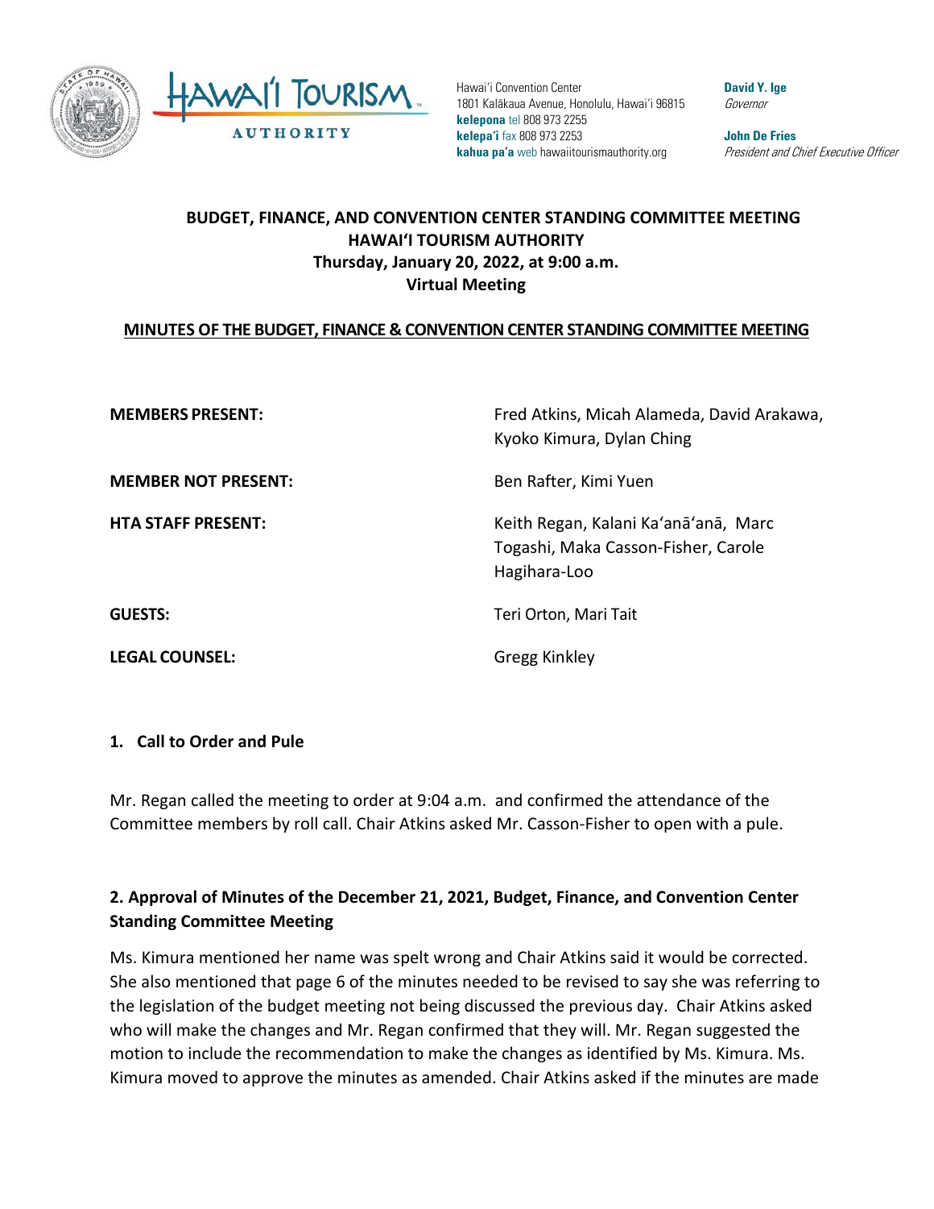Hawaiʻi Convention Center
1801 Kalākaua Avenue, Honolulu, Hawaiʻi 96815
**kelepona** tel 808 973 2255
**kelepaʻi** fax 808 973 2253
**kahua paʻa** web hawaiitourismauthority.org

**David Y. Ige**
*Governor*

**John De Fries**
*President and Chief Executive Officer*

# BUDGET, FINANCE, AND CONVENTION CENTER STANDING COMMITTEE MEETING
## HAWAIʻI TOURISM AUTHORITY
**Thursday, January 20, 2022, at 9:00 a.m.**
**Virtual Meeting**

**<u>MINUTES OF THE BUDGET, FINANCE & CONVENTION CENTER STANDING COMMITTEE MEETING</u>**

| | |
|---|---|
| **MEMBERS PRESENT:** | Fred Atkins, Micah Alameda, David Arakawa, Kyoko Kimura, Dylan Ching |
| **MEMBER NOT PRESENT:** | Ben Rafter, Kimi Yuen |
| **HTA STAFF PRESENT:** | Keith Regan, Kalani Kaʻanāʻanā, Marc Togashi, Maka Casson-Fisher, Carole Hagihara-Loo |
| **GUESTS:** | Teri Orton, Mari Tait |
| **LEGAL COUNSEL:** | Gregg Kinkley |

### 1. Call to Order and Pule

Mr. Regan called the meeting to order at 9:04 a.m. and confirmed the attendance of the Committee members by roll call. Chair Atkins asked Mr. Casson-Fisher to open with a pule.

### 2. Approval of Minutes of the December 21, 2021, Budget, Finance, and Convention Center Standing Committee Meeting

Ms. Kimura mentioned her name was spelt wrong and Chair Atkins said it would be corrected. She also mentioned that page 6 of the minutes needed to be revised to say she was referring to the legislation of the budget meeting not being discussed the previous day. Chair Atkins asked who will make the changes and Mr. Regan confirmed that they will. Mr. Regan suggested the motion to include the recommendation to make the changes as identified by Ms. Kimura. Ms. Kimura moved to approve the minutes as amended. Chair Atkins asked if the minutes are made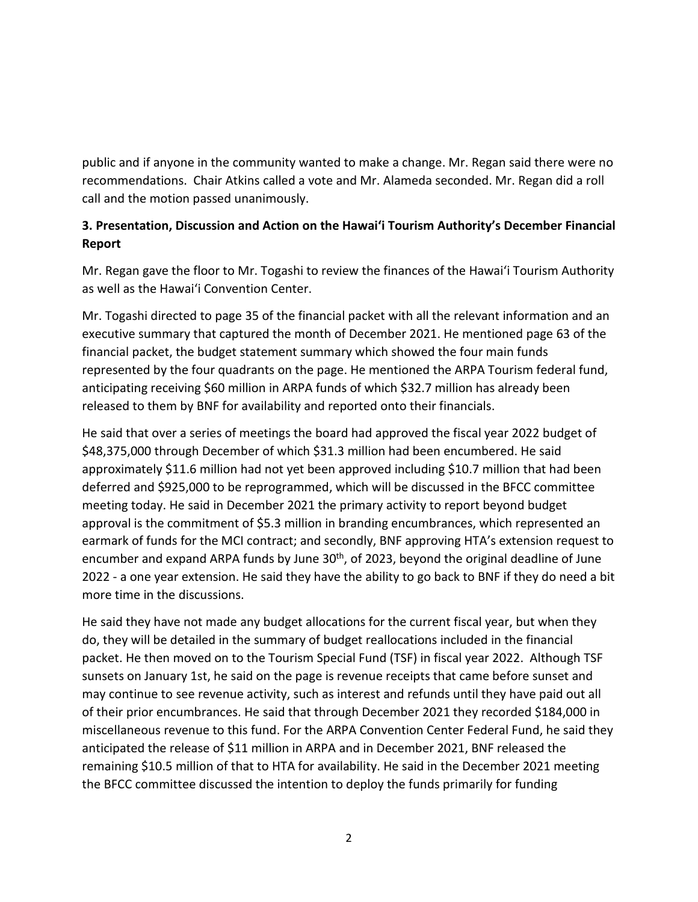public and if anyone in the community wanted to make a change. Mr. Regan said there were no recommendations. Chair Atkins called a vote and Mr. Alameda seconded. Mr. Regan did a roll call and the motion passed unanimously.

### 3. Presentation, Discussion and Action on the Hawai'i Tourism Authority's December Financial Report

Mr. Regan gave the floor to Mr. Togashi to review the finances of the Hawai'i Tourism Authority as well as the Hawai'i Convention Center.

Mr. Togashi directed to page 35 of the financial packet with all the relevant information and an executive summary that captured the month of December 2021. He mentioned page 63 of the financial packet, the budget statement summary which showed the four main funds represented by the four quadrants on the page. He mentioned the ARPA Tourism federal fund, anticipating receiving $60 million in ARPA funds of which $32.7 million has already been released to them by BNF for availability and reported onto their financials.

He said that over a series of meetings the board had approved the fiscal year 2022 budget of $48,375,000 through December of which $31.3 million had been encumbered. He said approximately $11.6 million had not yet been approved including $10.7 million that had been deferred and $925,000 to be reprogrammed, which will be discussed in the BFCC committee meeting today. He said in December 2021 the primary activity to report beyond budget approval is the commitment of $5.3 million in branding encumbrances, which represented an earmark of funds for the MCI contract; and secondly, BNF approving HTA's extension request to encumber and expand ARPA funds by June 30th, of 2023, beyond the original deadline of June 2022 - a one year extension. He said they have the ability to go back to BNF if they do need a bit more time in the discussions.

He said they have not made any budget allocations for the current fiscal year, but when they do, they will be detailed in the summary of budget reallocations included in the financial packet. He then moved on to the Tourism Special Fund (TSF) in fiscal year 2022. Although TSF sunsets on January 1st, he said on the page is revenue receipts that came before sunset and may continue to see revenue activity, such as interest and refunds until they have paid out all of their prior encumbrances. He said that through December 2021 they recorded $184,000 in miscellaneous revenue to this fund. For the ARPA Convention Center Federal Fund, he said they anticipated the release of $11 million in ARPA and in December 2021, BNF released the remaining $10.5 million of that to HTA for availability. He said in the December 2021 meeting the BFCC committee discussed the intention to deploy the funds primarily for funding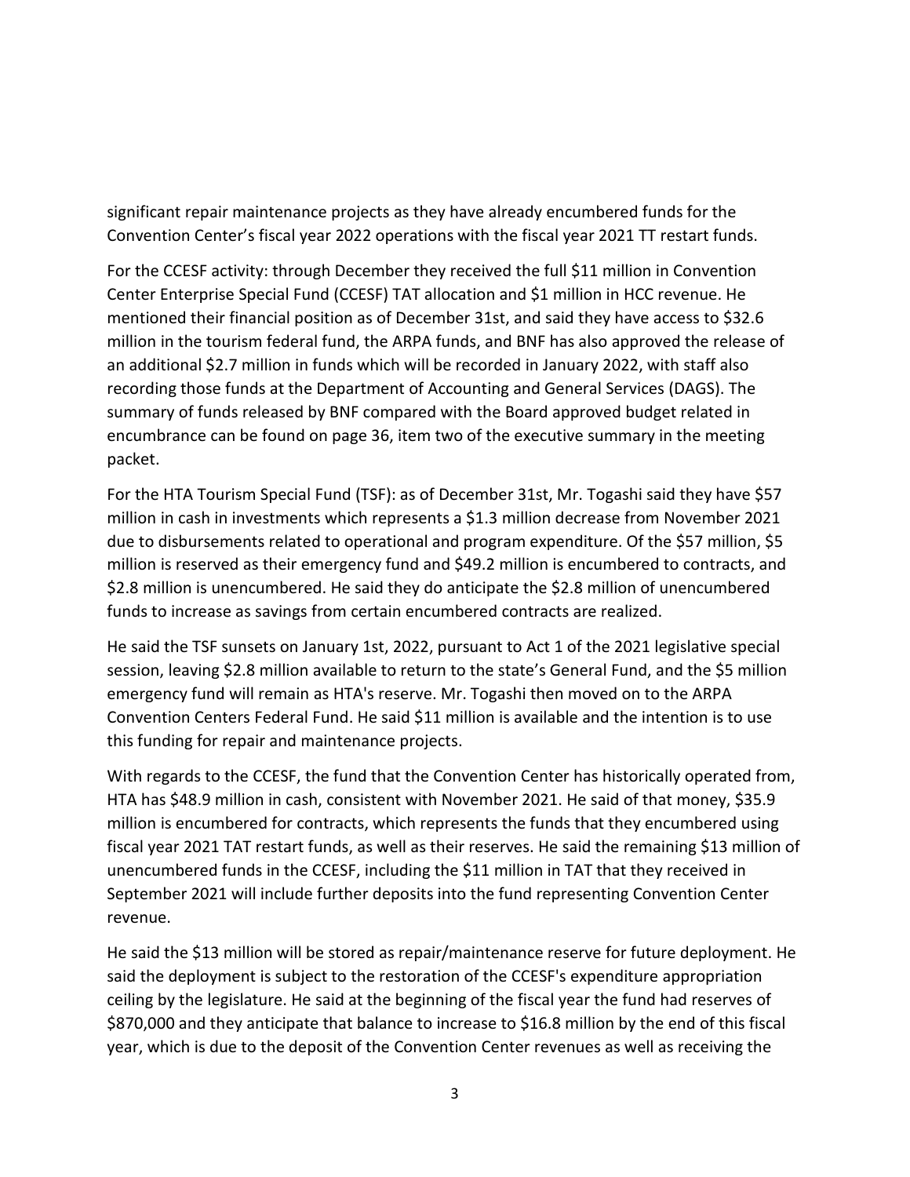significant repair maintenance projects as they have already encumbered funds for the Convention Center's fiscal year 2022 operations with the fiscal year 2021 TT restart funds.

For the CCESF activity: through December they received the full $11 million in Convention Center Enterprise Special Fund (CCESF) TAT allocation and $1 million in HCC revenue. He mentioned their financial position as of December 31st, and said they have access to $32.6 million in the tourism federal fund, the ARPA funds, and BNF has also approved the release of an additional $2.7 million in funds which will be recorded in January 2022, with staff also recording those funds at the Department of Accounting and General Services (DAGS). The summary of funds released by BNF compared with the Board approved budget related in encumbrance can be found on page 36, item two of the executive summary in the meeting packet.

For the HTA Tourism Special Fund (TSF): as of December 31st, Mr. Togashi said they have $57 million in cash in investments which represents a $1.3 million decrease from November 2021 due to disbursements related to operational and program expenditure. Of the $57 million, $5 million is reserved as their emergency fund and $49.2 million is encumbered to contracts, and $2.8 million is unencumbered. He said they do anticipate the $2.8 million of unencumbered funds to increase as savings from certain encumbered contracts are realized.

He said the TSF sunsets on January 1st, 2022, pursuant to Act 1 of the 2021 legislative special session, leaving $2.8 million available to return to the state's General Fund, and the $5 million emergency fund will remain as HTA's reserve. Mr. Togashi then moved on to the ARPA Convention Centers Federal Fund. He said $11 million is available and the intention is to use this funding for repair and maintenance projects.

With regards to the CCESF, the fund that the Convention Center has historically operated from, HTA has $48.9 million in cash, consistent with November 2021. He said of that money, $35.9 million is encumbered for contracts, which represents the funds that they encumbered using fiscal year 2021 TAT restart funds, as well as their reserves. He said the remaining $13 million of unencumbered funds in the CCESF, including the $11 million in TAT that they received in September 2021 will include further deposits into the fund representing Convention Center revenue.

He said the $13 million will be stored as repair/maintenance reserve for future deployment. He said the deployment is subject to the restoration of the CCESF's expenditure appropriation ceiling by the legislature. He said at the beginning of the fiscal year the fund had reserves of $870,000 and they anticipate that balance to increase to $16.8 million by the end of this fiscal year, which is due to the deposit of the Convention Center revenues as well as receiving the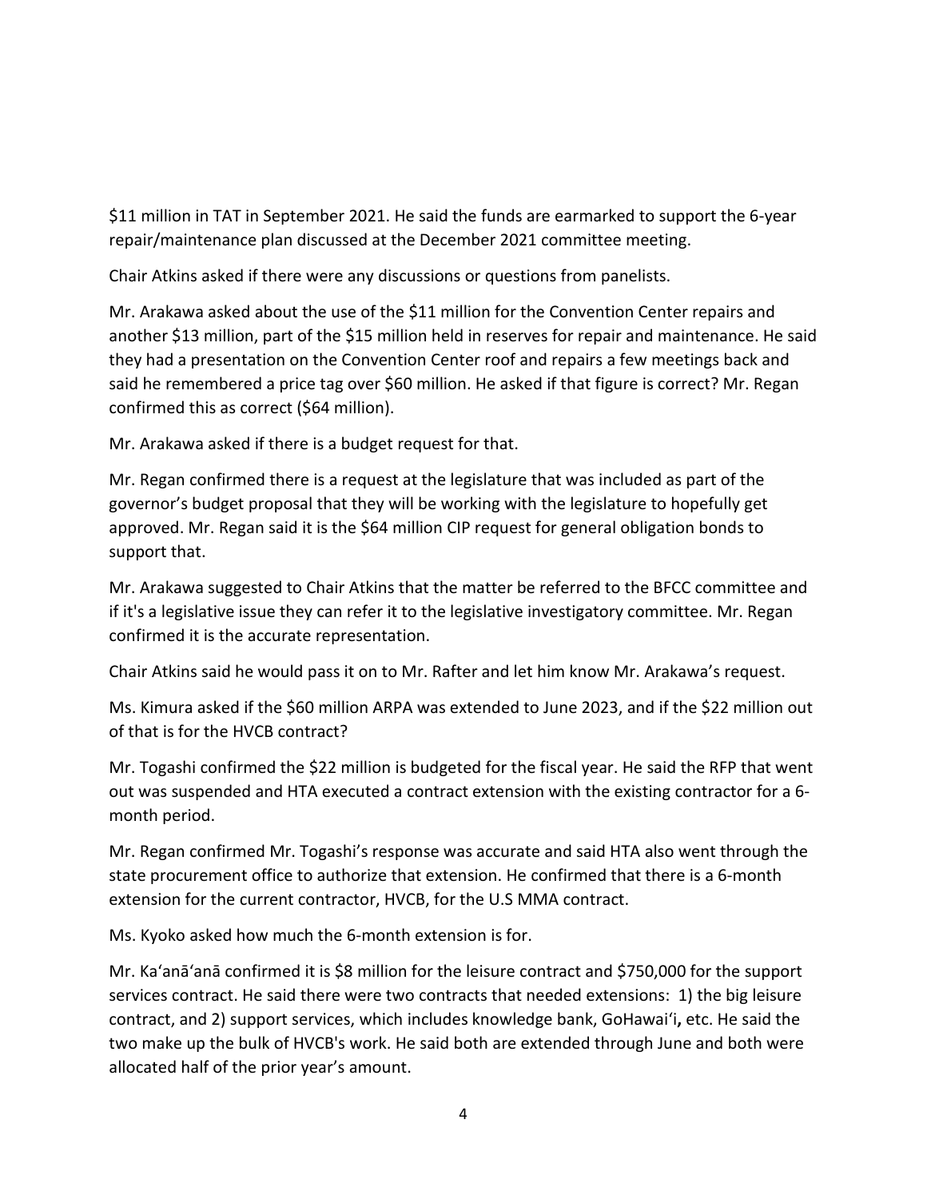$11 million in TAT in September 2021. He said the funds are earmarked to support the 6-year repair/maintenance plan discussed at the December 2021 committee meeting.

Chair Atkins asked if there were any discussions or questions from panelists.

Mr. Arakawa asked about the use of the $11 million for the Convention Center repairs and another $13 million, part of the $15 million held in reserves for repair and maintenance. He said they had a presentation on the Convention Center roof and repairs a few meetings back and said he remembered a price tag over $60 million. He asked if that figure is correct? Mr. Regan confirmed this as correct ($64 million).

Mr. Arakawa asked if there is a budget request for that.

Mr. Regan confirmed there is a request at the legislature that was included as part of the governor's budget proposal that they will be working with the legislature to hopefully get approved. Mr. Regan said it is the $64 million CIP request for general obligation bonds to support that.

Mr. Arakawa suggested to Chair Atkins that the matter be referred to the BFCC committee and if it's a legislative issue they can refer it to the legislative investigatory committee. Mr. Regan confirmed it is the accurate representation.

Chair Atkins said he would pass it on to Mr. Rafter and let him know Mr. Arakawa's request.

Ms. Kimura asked if the $60 million ARPA was extended to June 2023, and if the $22 million out of that is for the HVCB contract?

Mr. Togashi confirmed the $22 million is budgeted for the fiscal year. He said the RFP that went out was suspended and HTA executed a contract extension with the existing contractor for a 6-month period.

Mr. Regan confirmed Mr. Togashi's response was accurate and said HTA also went through the state procurement office to authorize that extension. He confirmed that there is a 6-month extension for the current contractor, HVCB, for the U.S MMA contract.

Ms. Kyoko asked how much the 6-month extension is for.

Mr. Kaʻanāʻanā confirmed it is $8 million for the leisure contract and $750,000 for the support services contract. He said there were two contracts that needed extensions: 1) the big leisure contract, and 2) support services, which includes knowledge bank, GoHawaiʻi, etc. He said the two make up the bulk of HVCB's work. He said both are extended through June and both were allocated half of the prior year's amount.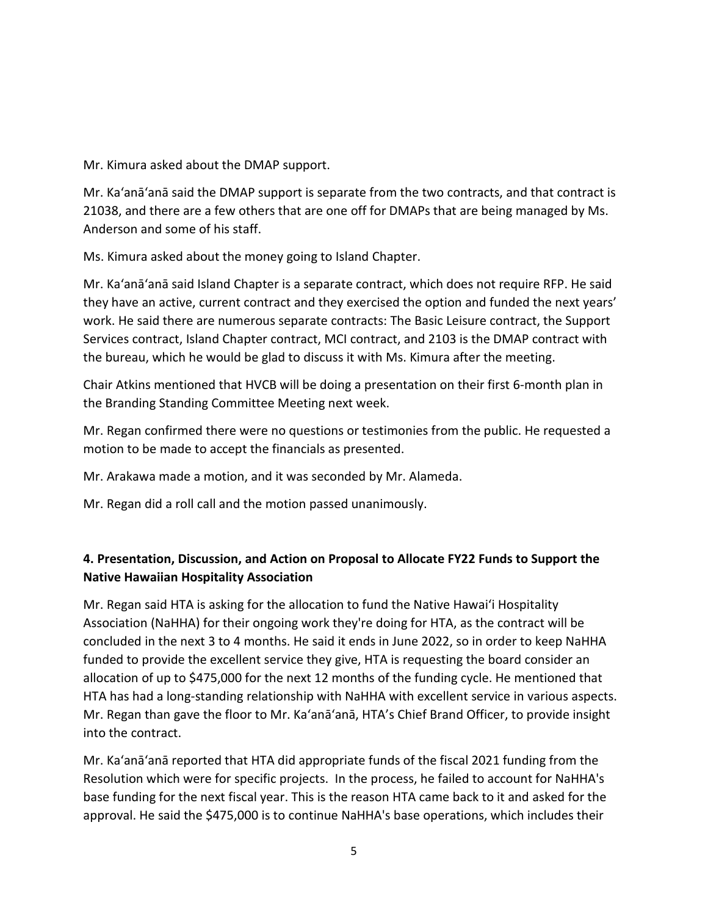Mr. Kimura asked about the DMAP support.

Mr. Ka'anā'anā said the DMAP support is separate from the two contracts, and that contract is 21038, and there are a few others that are one off for DMAPs that are being managed by Ms. Anderson and some of his staff.

Ms. Kimura asked about the money going to Island Chapter.

Mr. Ka'anā'anā said Island Chapter is a separate contract, which does not require RFP. He said they have an active, current contract and they exercised the option and funded the next years' work. He said there are numerous separate contracts: The Basic Leisure contract, the Support Services contract, Island Chapter contract, MCI contract, and 2103 is the DMAP contract with the bureau, which he would be glad to discuss it with Ms. Kimura after the meeting.

Chair Atkins mentioned that HVCB will be doing a presentation on their first 6-month plan in the Branding Standing Committee Meeting next week.

Mr. Regan confirmed there were no questions or testimonies from the public. He requested a motion to be made to accept the financials as presented.

Mr. Arakawa made a motion, and it was seconded by Mr. Alameda.

Mr. Regan did a roll call and the motion passed unanimously.

**4. Presentation, Discussion, and Action on Proposal to Allocate FY22 Funds to Support the Native Hawaiian Hospitality Association**

Mr. Regan said HTA is asking for the allocation to fund the Native Hawai'i Hospitality Association (NaHHA) for their ongoing work they're doing for HTA, as the contract will be concluded in the next 3 to 4 months. He said it ends in June 2022, so in order to keep NaHHA funded to provide the excellent service they give, HTA is requesting the board consider an allocation of up to $475,000 for the next 12 months of the funding cycle. He mentioned that HTA has had a long-standing relationship with NaHHA with excellent service in various aspects. Mr. Regan than gave the floor to Mr. Ka'anā'anā, HTA's Chief Brand Officer, to provide insight into the contract.

Mr. Ka'anā'anā reported that HTA did appropriate funds of the fiscal 2021 funding from the Resolution which were for specific projects. In the process, he failed to account for NaHHA's base funding for the next fiscal year. This is the reason HTA came back to it and asked for the approval. He said the $475,000 is to continue NaHHA's base operations, which includes their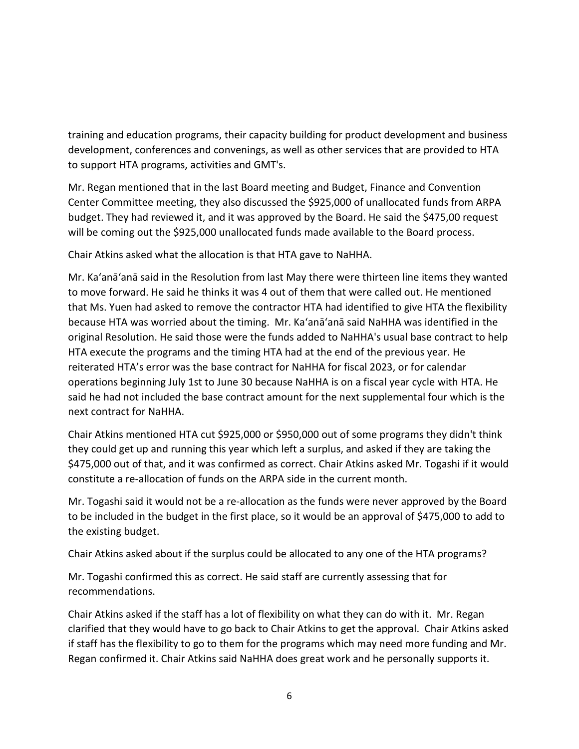training and education programs, their capacity building for product development and business development, conferences and convenings, as well as other services that are provided to HTA to support HTA programs, activities and GMT's.

Mr. Regan mentioned that in the last Board meeting and Budget, Finance and Convention Center Committee meeting, they also discussed the $925,000 of unallocated funds from ARPA budget. They had reviewed it, and it was approved by the Board. He said the $475,00 request will be coming out the $925,000 unallocated funds made available to the Board process.

Chair Atkins asked what the allocation is that HTA gave to NaHHA.

Mr. Kaʻanāʻanā said in the Resolution from last May there were thirteen line items they wanted to move forward. He said he thinks it was 4 out of them that were called out. He mentioned that Ms. Yuen had asked to remove the contractor HTA had identified to give HTA the flexibility because HTA was worried about the timing. Mr. Kaʻanāʻanā said NaHHA was identified in the original Resolution. He said those were the funds added to NaHHA's usual base contract to help HTA execute the programs and the timing HTA had at the end of the previous year. He reiterated HTA's error was the base contract for NaHHA for fiscal 2023, or for calendar operations beginning July 1st to June 30 because NaHHA is on a fiscal year cycle with HTA. He said he had not included the base contract amount for the next supplemental four which is the next contract for NaHHA.

Chair Atkins mentioned HTA cut $925,000 or $950,000 out of some programs they didn't think they could get up and running this year which left a surplus, and asked if they are taking the $475,000 out of that, and it was confirmed as correct. Chair Atkins asked Mr. Togashi if it would constitute a re-allocation of funds on the ARPA side in the current month.

Mr. Togashi said it would not be a re-allocation as the funds were never approved by the Board to be included in the budget in the first place, so it would be an approval of $475,000 to add to the existing budget.

Chair Atkins asked about if the surplus could be allocated to any one of the HTA programs?

Mr. Togashi confirmed this as correct. He said staff are currently assessing that for recommendations.

Chair Atkins asked if the staff has a lot of flexibility on what they can do with it. Mr. Regan clarified that they would have to go back to Chair Atkins to get the approval. Chair Atkins asked if staff has the flexibility to go to them for the programs which may need more funding and Mr. Regan confirmed it. Chair Atkins said NaHHA does great work and he personally supports it.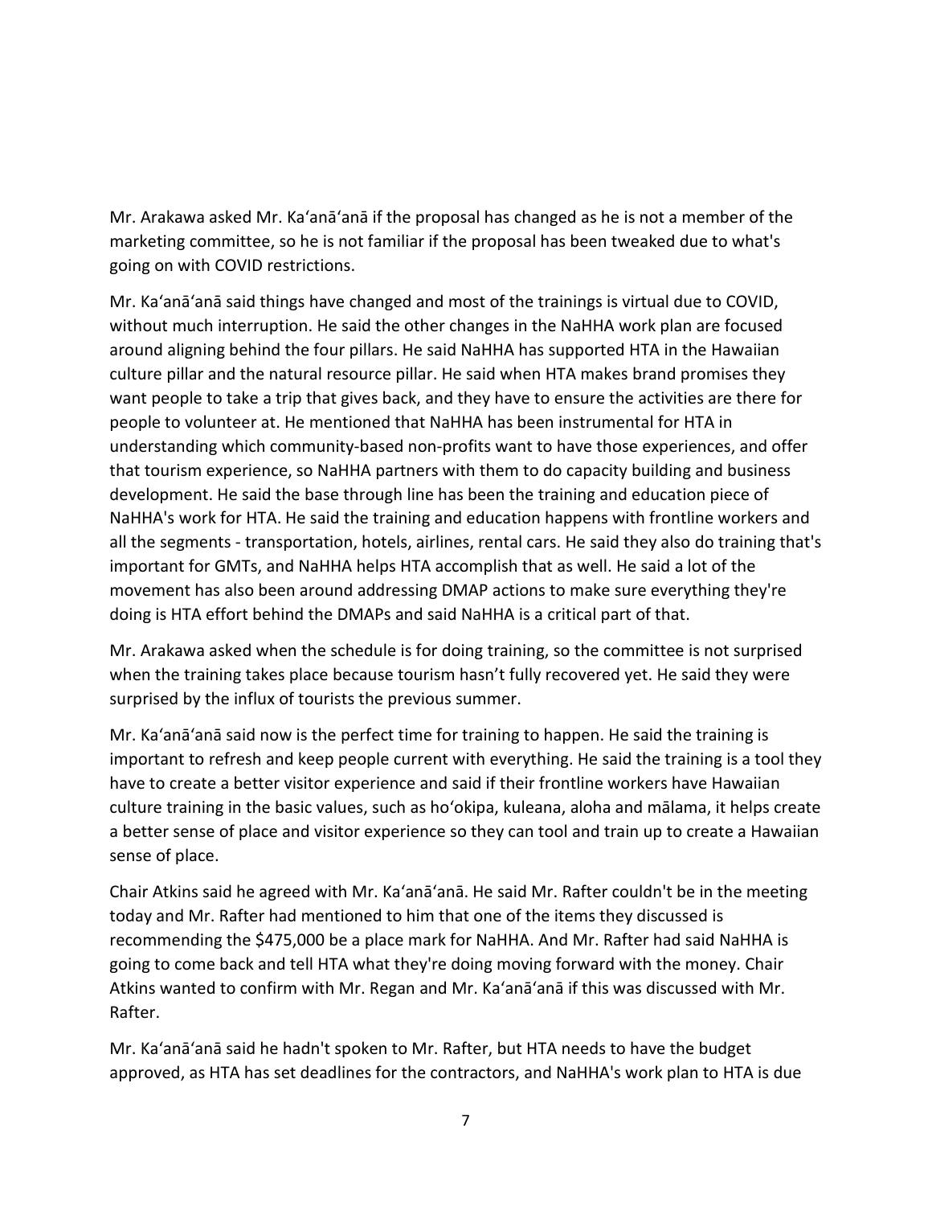Mr. Arakawa asked Mr. Kaʻanāʻanā if the proposal has changed as he is not a member of the marketing committee, so he is not familiar if the proposal has been tweaked due to what's going on with COVID restrictions.

Mr. Kaʻanāʻanā said things have changed and most of the trainings is virtual due to COVID, without much interruption. He said the other changes in the NaHHA work plan are focused around aligning behind the four pillars. He said NaHHA has supported HTA in the Hawaiian culture pillar and the natural resource pillar. He said when HTA makes brand promises they want people to take a trip that gives back, and they have to ensure the activities are there for people to volunteer at. He mentioned that NaHHA has been instrumental for HTA in understanding which community-based non-profits want to have those experiences, and offer that tourism experience, so NaHHA partners with them to do capacity building and business development. He said the base through line has been the training and education piece of NaHHA's work for HTA. He said the training and education happens with frontline workers and all the segments - transportation, hotels, airlines, rental cars. He said they also do training that's important for GMTs, and NaHHA helps HTA accomplish that as well. He said a lot of the movement has also been around addressing DMAP actions to make sure everything they're doing is HTA effort behind the DMAPs and said NaHHA is a critical part of that.

Mr. Arakawa asked when the schedule is for doing training, so the committee is not surprised when the training takes place because tourism hasn't fully recovered yet. He said they were surprised by the influx of tourists the previous summer.

Mr. Kaʻanāʻanā said now is the perfect time for training to happen. He said the training is important to refresh and keep people current with everything. He said the training is a tool they have to create a better visitor experience and said if their frontline workers have Hawaiian culture training in the basic values, such as hoʻokipa, kuleana, aloha and mālama, it helps create a better sense of place and visitor experience so they can tool and train up to create a Hawaiian sense of place.

Chair Atkins said he agreed with Mr. Kaʻanāʻanā. He said Mr. Rafter couldn't be in the meeting today and Mr. Rafter had mentioned to him that one of the items they discussed is recommending the $475,000 be a place mark for NaHHA. And Mr. Rafter had said NaHHA is going to come back and tell HTA what they're doing moving forward with the money. Chair Atkins wanted to confirm with Mr. Regan and Mr. Kaʻanāʻanā if this was discussed with Mr. Rafter.

Mr. Kaʻanāʻanā said he hadn't spoken to Mr. Rafter, but HTA needs to have the budget approved, as HTA has set deadlines for the contractors, and NaHHA's work plan to HTA is due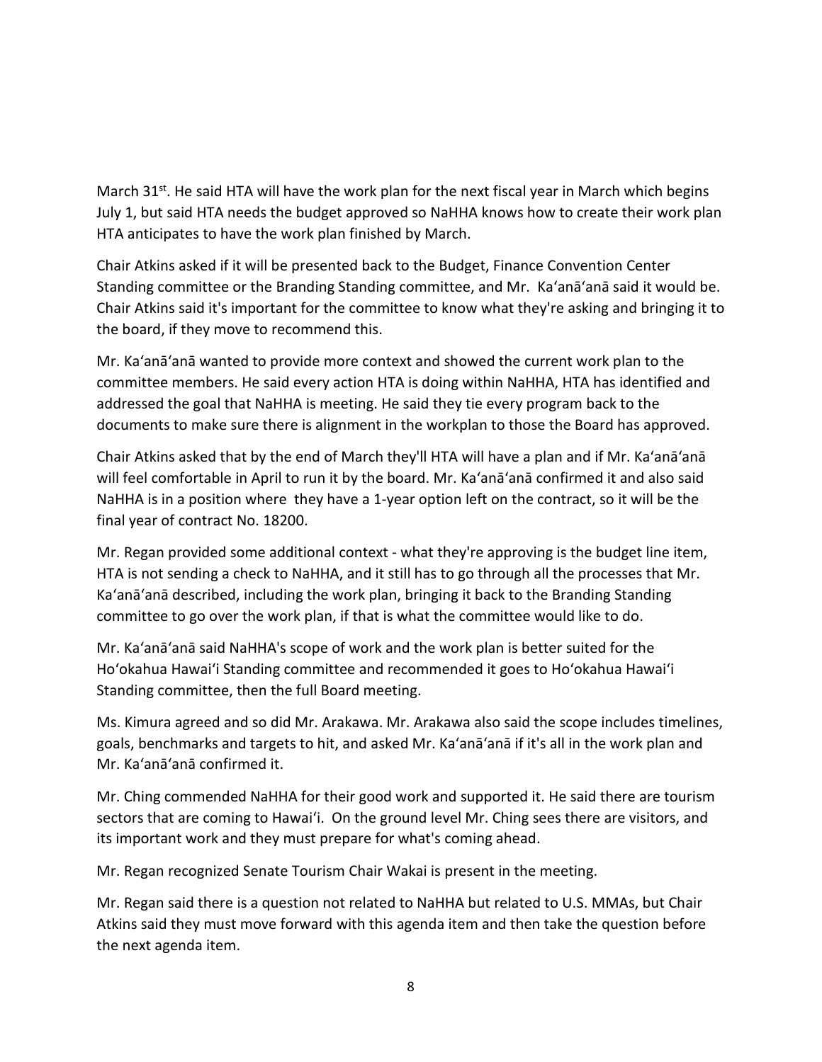March 31st. He said HTA will have the work plan for the next fiscal year in March which begins July 1, but said HTA needs the budget approved so NaHHA knows how to create their work plan HTA anticipates to have the work plan finished by March.

Chair Atkins asked if it will be presented back to the Budget, Finance Convention Center Standing committee or the Branding Standing committee, and Mr. Ka'anā'anā said it would be. Chair Atkins said it's important for the committee to know what they're asking and bringing it to the board, if they move to recommend this.

Mr. Ka'anā'anā wanted to provide more context and showed the current work plan to the committee members. He said every action HTA is doing within NaHHA, HTA has identified and addressed the goal that NaHHA is meeting. He said they tie every program back to the documents to make sure there is alignment in the workplan to those the Board has approved.

Chair Atkins asked that by the end of March they'll HTA will have a plan and if Mr. Ka'anā'anā will feel comfortable in April to run it by the board. Mr. Ka'anā'anā confirmed it and also said NaHHA is in a position where they have a 1-year option left on the contract, so it will be the final year of contract No. 18200.

Mr. Regan provided some additional context - what they're approving is the budget line item, HTA is not sending a check to NaHHA, and it still has to go through all the processes that Mr. Ka'anā'anā described, including the work plan, bringing it back to the Branding Standing committee to go over the work plan, if that is what the committee would like to do.

Mr. Ka'anā'anā said NaHHA's scope of work and the work plan is better suited for the Ho'okahua Hawai'i Standing committee and recommended it goes to Ho'okahua Hawai'i Standing committee, then the full Board meeting.

Ms. Kimura agreed and so did Mr. Arakawa. Mr. Arakawa also said the scope includes timelines, goals, benchmarks and targets to hit, and asked Mr. Ka'anā'anā if it's all in the work plan and Mr. Ka'anā'anā confirmed it.

Mr. Ching commended NaHHA for their good work and supported it. He said there are tourism sectors that are coming to Hawai'i. On the ground level Mr. Ching sees there are visitors, and its important work and they must prepare for what's coming ahead.

Mr. Regan recognized Senate Tourism Chair Wakai is present in the meeting.

Mr. Regan said there is a question not related to NaHHA but related to U.S. MMAs, but Chair Atkins said they must move forward with this agenda item and then take the question before the next agenda item.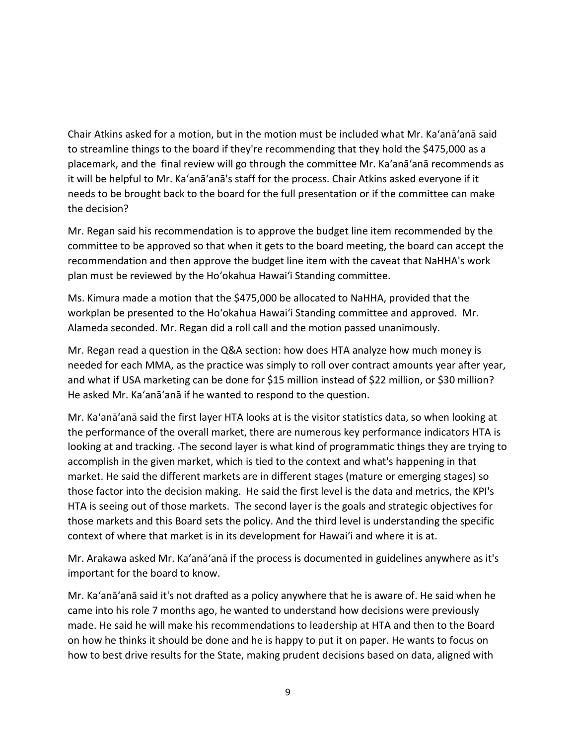Chair Atkins asked for a motion, but in the motion must be included what Mr. Ka'anā'anā said to streamline things to the board if they're recommending that they hold the $475,000 as a placemark, and the final review will go through the committee Mr. Ka'anā'anā recommends as it will be helpful to Mr. Ka'anā'anā's staff for the process. Chair Atkins asked everyone if it needs to be brought back to the board for the full presentation or if the committee can make the decision?

Mr. Regan said his recommendation is to approve the budget line item recommended by the committee to be approved so that when it gets to the board meeting, the board can accept the recommendation and then approve the budget line item with the caveat that NaHHA's work plan must be reviewed by the Ho'okahua Hawai'i Standing committee.

Ms. Kimura made a motion that the $475,000 be allocated to NaHHA, provided that the workplan be presented to the Ho'okahua Hawai'i Standing committee and approved. Mr. Alameda seconded. Mr. Regan did a roll call and the motion passed unanimously.

Mr. Regan read a question in the Q&A section: how does HTA analyze how much money is needed for each MMA, as the practice was simply to roll over contract amounts year after year, and what if USA marketing can be done for $15 million instead of $22 million, or $30 million? He asked Mr. Ka'anā'anā if he wanted to respond to the question.

Mr. Ka'anā'anā said the first layer HTA looks at is the visitor statistics data, so when looking at the performance of the overall market, there are numerous key performance indicators HTA is looking at and tracking. The second layer is what kind of programmatic things they are trying to accomplish in the given market, which is tied to the context and what's happening in that market. He said the different markets are in different stages (mature or emerging stages) so those factor into the decision making. He said the first level is the data and metrics, the KPI's HTA is seeing out of those markets. The second layer is the goals and strategic objectives for those markets and this Board sets the policy. And the third level is understanding the specific context of where that market is in its development for Hawai'i and where it is at.

Mr. Arakawa asked Mr. Ka'anā'anā if the process is documented in guidelines anywhere as it's important for the board to know.

Mr. Ka'anā'anā said it's not drafted as a policy anywhere that he is aware of. He said when he came into his role 7 months ago, he wanted to understand how decisions were previously made. He said he will make his recommendations to leadership at HTA and then to the Board on how he thinks it should be done and he is happy to put it on paper. He wants to focus on how to best drive results for the State, making prudent decisions based on data, aligned with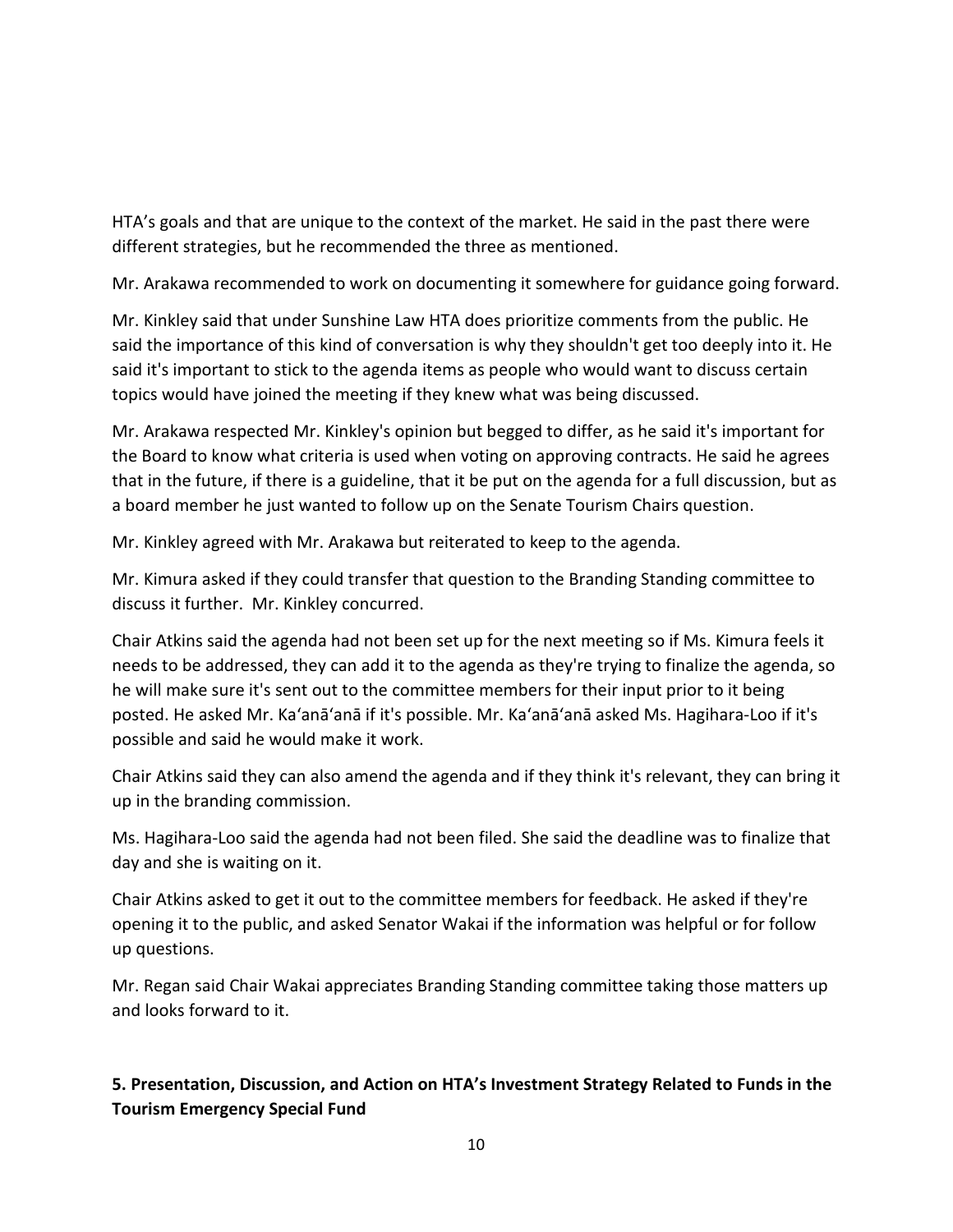HTA’s goals and that are unique to the context of the market. He said in the past there were different strategies, but he recommended the three as mentioned.

Mr. Arakawa recommended to work on documenting it somewhere for guidance going forward.

Mr. Kinkley said that under Sunshine Law HTA does prioritize comments from the public. He said the importance of this kind of conversation is why they shouldn't get too deeply into it. He said it's important to stick to the agenda items as people who would want to discuss certain topics would have joined the meeting if they knew what was being discussed.

Mr. Arakawa respected Mr. Kinkley's opinion but begged to differ, as he said it's important for the Board to know what criteria is used when voting on approving contracts. He said he agrees that in the future, if there is a guideline, that it be put on the agenda for a full discussion, but as a board member he just wanted to follow up on the Senate Tourism Chairs question.

Mr. Kinkley agreed with Mr. Arakawa but reiterated to keep to the agenda.

Mr. Kimura asked if they could transfer that question to the Branding Standing committee to discuss it further. Mr. Kinkley concurred.

Chair Atkins said the agenda had not been set up for the next meeting so if Ms. Kimura feels it needs to be addressed, they can add it to the agenda as they're trying to finalize the agenda, so he will make sure it's sent out to the committee members for their input prior to it being posted. He asked Mr. Ka‘anā‘anā if it's possible. Mr. Ka‘anā‘anā asked Ms. Hagihara-Loo if it's possible and said he would make it work.

Chair Atkins said they can also amend the agenda and if they think it's relevant, they can bring it up in the branding commission.

Ms. Hagihara-Loo said the agenda had not been filed. She said the deadline was to finalize that day and she is waiting on it.

Chair Atkins asked to get it out to the committee members for feedback. He asked if they're opening it to the public, and asked Senator Wakai if the information was helpful or for follow up questions.

Mr. Regan said Chair Wakai appreciates Branding Standing committee taking those matters up and looks forward to it.

**5. Presentation, Discussion, and Action on HTA’s Investment Strategy Related to Funds in the Tourism Emergency Special Fund**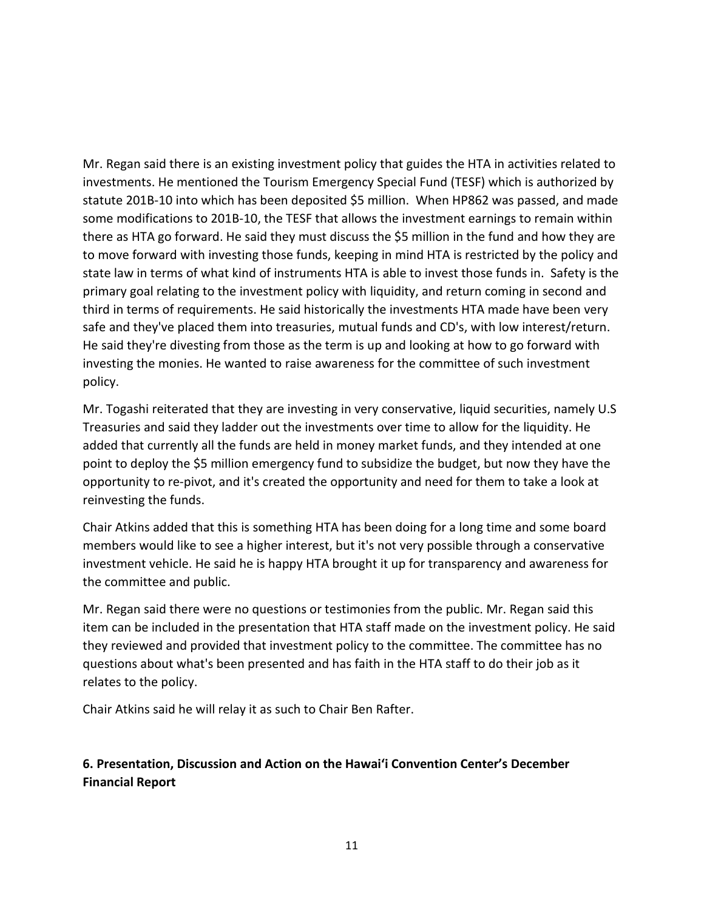Mr. Regan said there is an existing investment policy that guides the HTA in activities related to investments. He mentioned the Tourism Emergency Special Fund (TESF) which is authorized by statute 201B-10 into which has been deposited $5 million. When HP862 was passed, and made some modifications to 201B-10, the TESF that allows the investment earnings to remain within there as HTA go forward. He said they must discuss the $5 million in the fund and how they are to move forward with investing those funds, keeping in mind HTA is restricted by the policy and state law in terms of what kind of instruments HTA is able to invest those funds in. Safety is the primary goal relating to the investment policy with liquidity, and return coming in second and third in terms of requirements. He said historically the investments HTA made have been very safe and they've placed them into treasuries, mutual funds and CD's, with low interest/return. He said they're divesting from those as the term is up and looking at how to go forward with investing the monies. He wanted to raise awareness for the committee of such investment policy.

Mr. Togashi reiterated that they are investing in very conservative, liquid securities, namely U.S Treasuries and said they ladder out the investments over time to allow for the liquidity. He added that currently all the funds are held in money market funds, and they intended at one point to deploy the $5 million emergency fund to subsidize the budget, but now they have the opportunity to re-pivot, and it's created the opportunity and need for them to take a look at reinvesting the funds.

Chair Atkins added that this is something HTA has been doing for a long time and some board members would like to see a higher interest, but it's not very possible through a conservative investment vehicle. He said he is happy HTA brought it up for transparency and awareness for the committee and public.

Mr. Regan said there were no questions or testimonies from the public. Mr. Regan said this item can be included in the presentation that HTA staff made on the investment policy. He said they reviewed and provided that investment policy to the committee. The committee has no questions about what's been presented and has faith in the HTA staff to do their job as it relates to the policy.

Chair Atkins said he will relay it as such to Chair Ben Rafter.

## 6. Presentation, Discussion and Action on the Hawaiʻi Convention Center's December Financial Report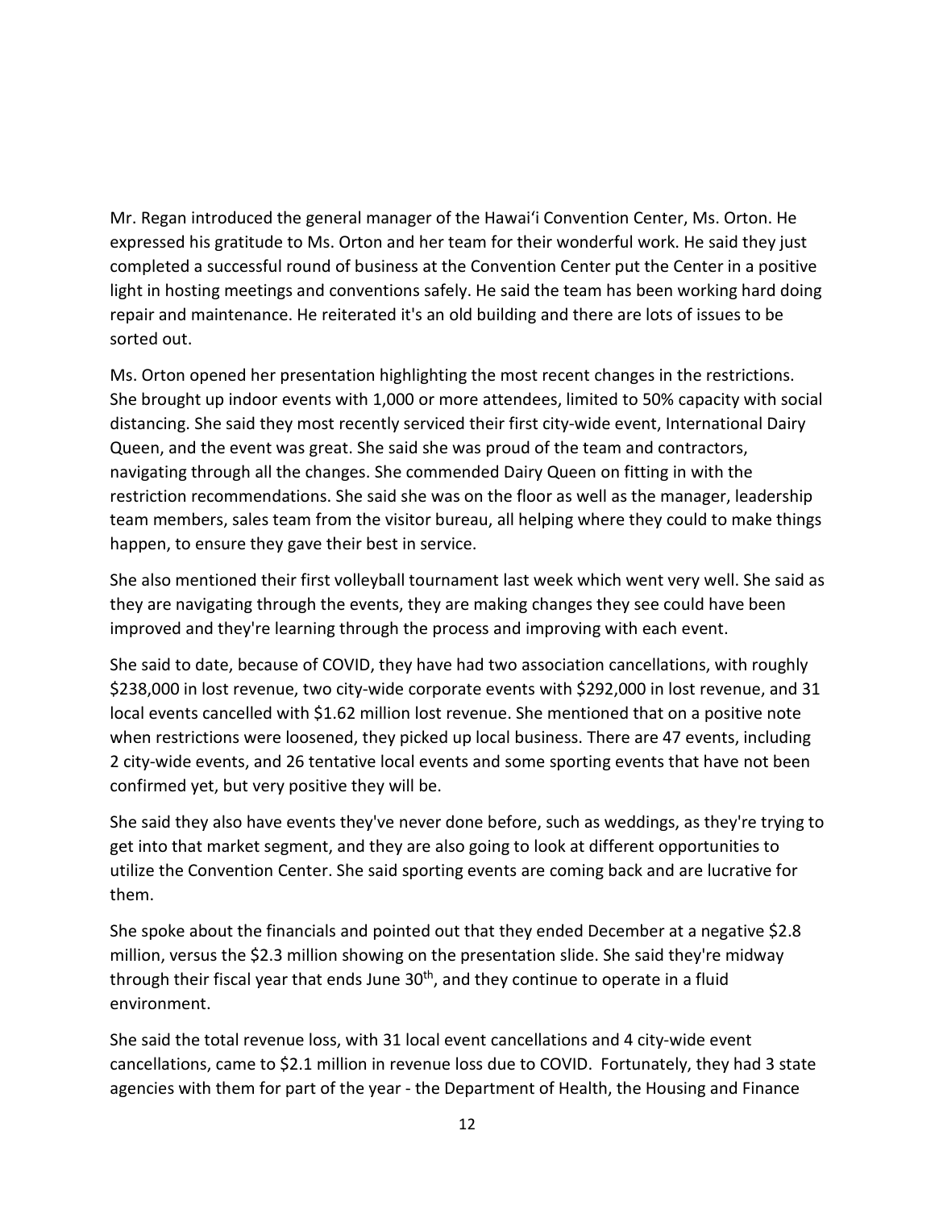Mr. Regan introduced the general manager of the Hawai'i Convention Center, Ms. Orton. He expressed his gratitude to Ms. Orton and her team for their wonderful work. He said they just completed a successful round of business at the Convention Center put the Center in a positive light in hosting meetings and conventions safely. He said the team has been working hard doing repair and maintenance. He reiterated it's an old building and there are lots of issues to be sorted out.

Ms. Orton opened her presentation highlighting the most recent changes in the restrictions. She brought up indoor events with 1,000 or more attendees, limited to 50% capacity with social distancing. She said they most recently serviced their first city-wide event, International Dairy Queen, and the event was great. She said she was proud of the team and contractors, navigating through all the changes. She commended Dairy Queen on fitting in with the restriction recommendations. She said she was on the floor as well as the manager, leadership team members, sales team from the visitor bureau, all helping where they could to make things happen, to ensure they gave their best in service.

She also mentioned their first volleyball tournament last week which went very well. She said as they are navigating through the events, they are making changes they see could have been improved and they're learning through the process and improving with each event.

She said to date, because of COVID, they have had two association cancellations, with roughly $238,000 in lost revenue, two city-wide corporate events with $292,000 in lost revenue, and 31 local events cancelled with $1.62 million lost revenue. She mentioned that on a positive note when restrictions were loosened, they picked up local business. There are 47 events, including 2 city-wide events, and 26 tentative local events and some sporting events that have not been confirmed yet, but very positive they will be.

She said they also have events they've never done before, such as weddings, as they're trying to get into that market segment, and they are also going to look at different opportunities to utilize the Convention Center. She said sporting events are coming back and are lucrative for them.

She spoke about the financials and pointed out that they ended December at a negative $2.8 million, versus the $2.3 million showing on the presentation slide. She said they're midway through their fiscal year that ends June 30th, and they continue to operate in a fluid environment.

She said the total revenue loss, with 31 local event cancellations and 4 city-wide event cancellations, came to $2.1 million in revenue loss due to COVID. Fortunately, they had 3 state agencies with them for part of the year - the Department of Health, the Housing and Finance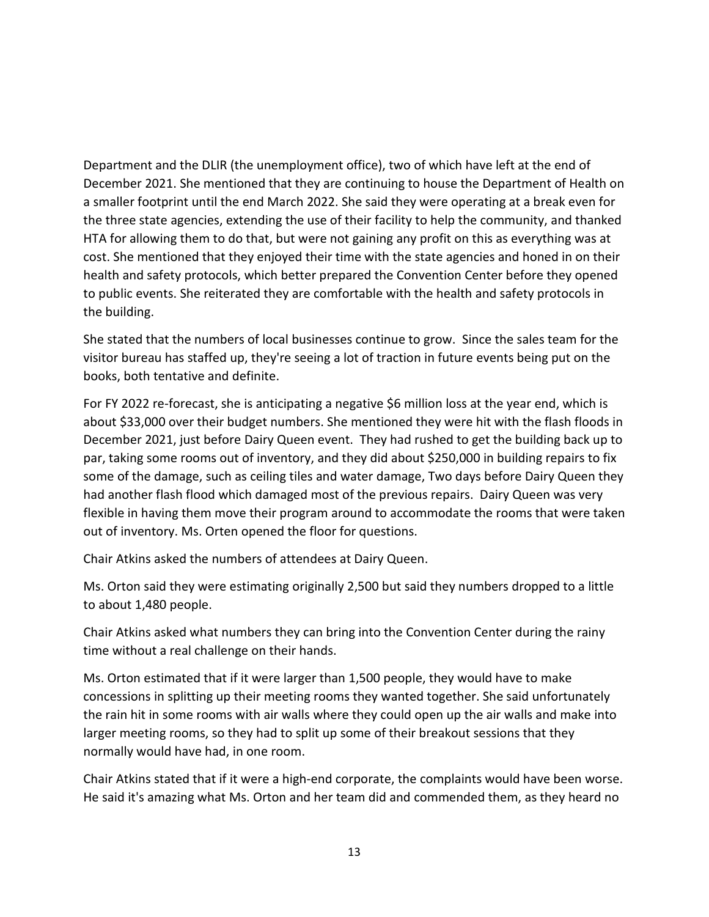Department and the DLIR (the unemployment office), two of which have left at the end of December 2021. She mentioned that they are continuing to house the Department of Health on a smaller footprint until the end March 2022. She said they were operating at a break even for the three state agencies, extending the use of their facility to help the community, and thanked HTA for allowing them to do that, but were not gaining any profit on this as everything was at cost. She mentioned that they enjoyed their time with the state agencies and honed in on their health and safety protocols, which better prepared the Convention Center before they opened to public events. She reiterated they are comfortable with the health and safety protocols in the building.

She stated that the numbers of local businesses continue to grow. Since the sales team for the visitor bureau has staffed up, they're seeing a lot of traction in future events being put on the books, both tentative and definite.

For FY 2022 re-forecast, she is anticipating a negative $6 million loss at the year end, which is about $33,000 over their budget numbers. She mentioned they were hit with the flash floods in December 2021, just before Dairy Queen event. They had rushed to get the building back up to par, taking some rooms out of inventory, and they did about $250,000 in building repairs to fix some of the damage, such as ceiling tiles and water damage, Two days before Dairy Queen they had another flash flood which damaged most of the previous repairs. Dairy Queen was very flexible in having them move their program around to accommodate the rooms that were taken out of inventory. Ms. Orten opened the floor for questions.

Chair Atkins asked the numbers of attendees at Dairy Queen.

Ms. Orton said they were estimating originally 2,500 but said they numbers dropped to a little to about 1,480 people.

Chair Atkins asked what numbers they can bring into the Convention Center during the rainy time without a real challenge on their hands.

Ms. Orton estimated that if it were larger than 1,500 people, they would have to make concessions in splitting up their meeting rooms they wanted together. She said unfortunately the rain hit in some rooms with air walls where they could open up the air walls and make into larger meeting rooms, so they had to split up some of their breakout sessions that they normally would have had, in one room.

Chair Atkins stated that if it were a high-end corporate, the complaints would have been worse. He said it's amazing what Ms. Orton and her team did and commended them, as they heard no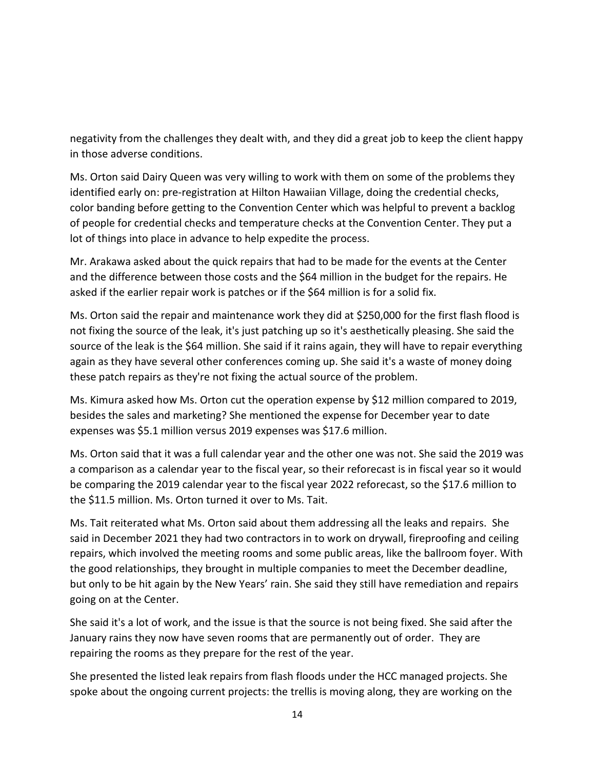negativity from the challenges they dealt with, and they did a great job to keep the client happy in those adverse conditions.

Ms. Orton said Dairy Queen was very willing to work with them on some of the problems they identified early on: pre-registration at Hilton Hawaiian Village, doing the credential checks, color banding before getting to the Convention Center which was helpful to prevent a backlog of people for credential checks and temperature checks at the Convention Center. They put a lot of things into place in advance to help expedite the process.

Mr. Arakawa asked about the quick repairs that had to be made for the events at the Center and the difference between those costs and the $64 million in the budget for the repairs. He asked if the earlier repair work is patches or if the $64 million is for a solid fix.

Ms. Orton said the repair and maintenance work they did at $250,000 for the first flash flood is not fixing the source of the leak, it's just patching up so it's aesthetically pleasing. She said the source of the leak is the $64 million. She said if it rains again, they will have to repair everything again as they have several other conferences coming up. She said it's a waste of money doing these patch repairs as they're not fixing the actual source of the problem.

Ms. Kimura asked how Ms. Orton cut the operation expense by $12 million compared to 2019, besides the sales and marketing? She mentioned the expense for December year to date expenses was $5.1 million versus 2019 expenses was $17.6 million.

Ms. Orton said that it was a full calendar year and the other one was not. She said the 2019 was a comparison as a calendar year to the fiscal year, so their reforecast is in fiscal year so it would be comparing the 2019 calendar year to the fiscal year 2022 reforecast, so the $17.6 million to the $11.5 million. Ms. Orton turned it over to Ms. Tait.

Ms. Tait reiterated what Ms. Orton said about them addressing all the leaks and repairs. She said in December 2021 they had two contractors in to work on drywall, fireproofing and ceiling repairs, which involved the meeting rooms and some public areas, like the ballroom foyer. With the good relationships, they brought in multiple companies to meet the December deadline, but only to be hit again by the New Years' rain. She said they still have remediation and repairs going on at the Center.

She said it's a lot of work, and the issue is that the source is not being fixed. She said after the January rains they now have seven rooms that are permanently out of order. They are repairing the rooms as they prepare for the rest of the year.

She presented the listed leak repairs from flash floods under the HCC managed projects. She spoke about the ongoing current projects: the trellis is moving along, they are working on the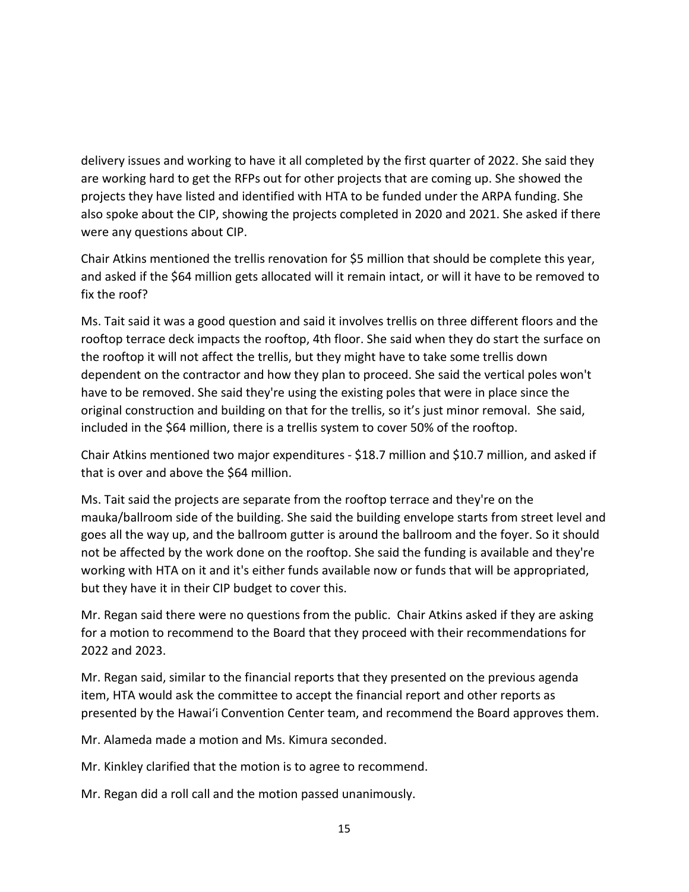delivery issues and working to have it all completed by the first quarter of 2022. She said they are working hard to get the RFPs out for other projects that are coming up. She showed the projects they have listed and identified with HTA to be funded under the ARPA funding. She also spoke about the CIP, showing the projects completed in 2020 and 2021. She asked if there were any questions about CIP.

Chair Atkins mentioned the trellis renovation for $5 million that should be complete this year, and asked if the $64 million gets allocated will it remain intact, or will it have to be removed to fix the roof?

Ms. Tait said it was a good question and said it involves trellis on three different floors and the rooftop terrace deck impacts the rooftop, 4th floor. She said when they do start the surface on the rooftop it will not affect the trellis, but they might have to take some trellis down dependent on the contractor and how they plan to proceed. She said the vertical poles won't have to be removed. She said they're using the existing poles that were in place since the original construction and building on that for the trellis, so it's just minor removal. She said, included in the $64 million, there is a trellis system to cover 50% of the rooftop.

Chair Atkins mentioned two major expenditures - $18.7 million and $10.7 million, and asked if that is over and above the $64 million.

Ms. Tait said the projects are separate from the rooftop terrace and they're on the mauka/ballroom side of the building. She said the building envelope starts from street level and goes all the way up, and the ballroom gutter is around the ballroom and the foyer. So it should not be affected by the work done on the rooftop. She said the funding is available and they're working with HTA on it and it's either funds available now or funds that will be appropriated, but they have it in their CIP budget to cover this.

Mr. Regan said there were no questions from the public. Chair Atkins asked if they are asking for a motion to recommend to the Board that they proceed with their recommendations for 2022 and 2023.

Mr. Regan said, similar to the financial reports that they presented on the previous agenda item, HTA would ask the committee to accept the financial report and other reports as presented by the Hawaiʻi Convention Center team, and recommend the Board approves them.

Mr. Alameda made a motion and Ms. Kimura seconded.

Mr. Kinkley clarified that the motion is to agree to recommend.

Mr. Regan did a roll call and the motion passed unanimously.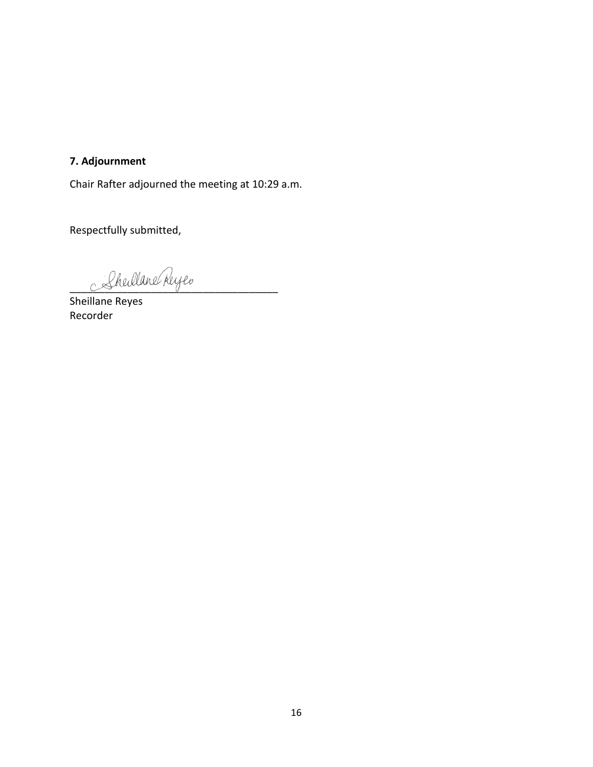## 7. Adjournment

Chair Rafter adjourned the meeting at 10:29 a.m.

Respectfully submitted,

\_\_\_\_\_\_\_\_\_\_\_\_\_\_\_\_\_\_\_\_\_\_\_\_\_\_\_\_\_\_\_\_\_\_\_\_\_\_\_\_

Sheillane Reyes
Recorder